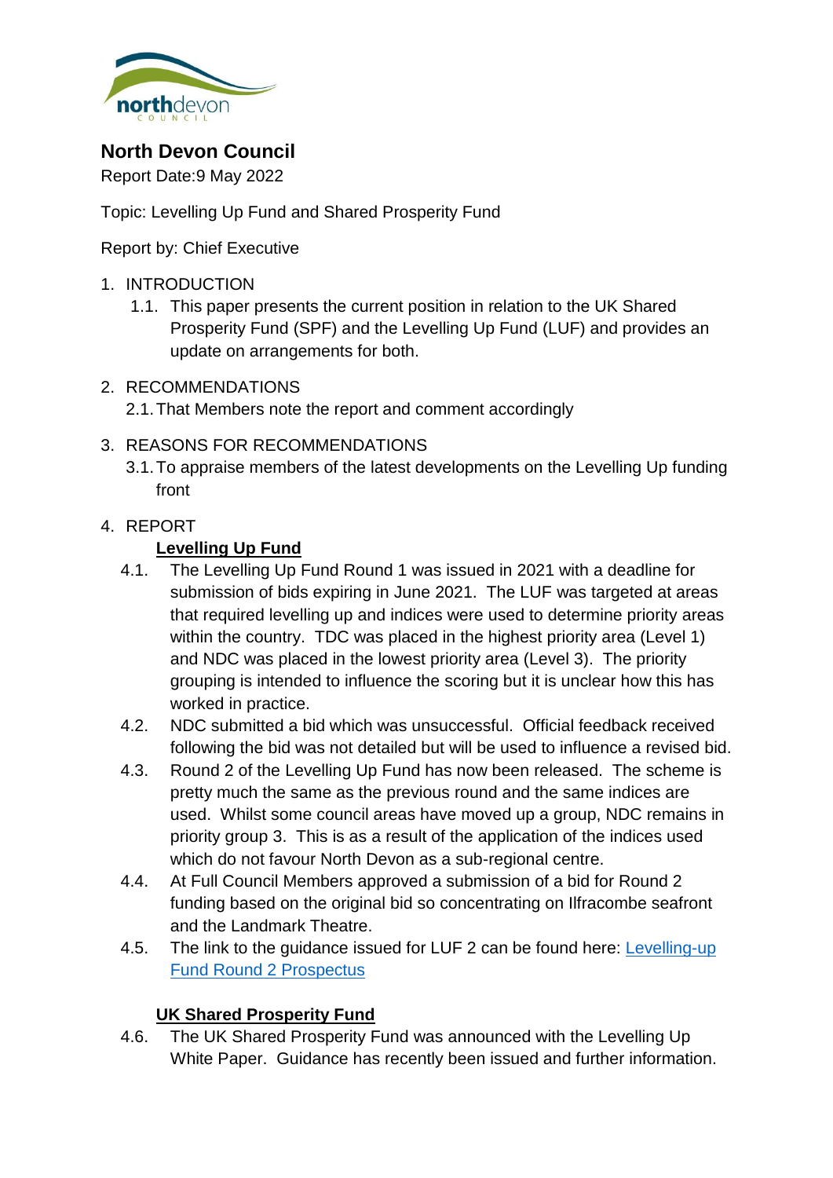# North Devon Council

Report Date:9 May 2022

Topic: Levelling Up Fund and Shared Prosperity Fund

Report by: Chief Executive

1. INTRODUCTION
   1.1. This paper presents the current position in relation to the UK Shared Prosperity Fund (SPF) and the Levelling Up Fund (LUF) and provides an update on arrangements for both.

2. RECOMMENDATIONS
   2.1. That Members note the report and comment accordingly

3. REASONS FOR RECOMMENDATIONS
   3.1. To appraise members of the latest developments on the Levelling Up funding front

4. REPORT

**Levelling Up Fund**

4.1. The Levelling Up Fund Round 1 was issued in 2021 with a deadline for submission of bids expiring in June 2021. The LUF was targeted at areas that required levelling up and indices were used to determine priority areas within the country. TDC was placed in the highest priority area (Level 1) and NDC was placed in the lowest priority area (Level 3). The priority grouping is intended to influence the scoring but it is unclear how this has worked in practice.

4.2. NDC submitted a bid which was unsuccessful. Official feedback received following the bid was not detailed but will be used to influence a revised bid.

4.3. Round 2 of the Levelling Up Fund has now been released. The scheme is pretty much the same as the previous round and the same indices are used. Whilst some council areas have moved up a group, NDC remains in priority group 3. This is as a result of the application of the indices used which do not favour North Devon as a sub-regional centre.

4.4. At Full Council Members approved a submission of a bid for Round 2 funding based on the original bid so concentrating on Ilfracombe seafront and the Landmark Theatre.

4.5. The link to the guidance issued for LUF 2 can be found here: Levelling-up Fund Round 2 Prospectus

**UK Shared Prosperity Fund**

4.6. The UK Shared Prosperity Fund was announced with the Levelling Up White Paper. Guidance has recently been issued and further information.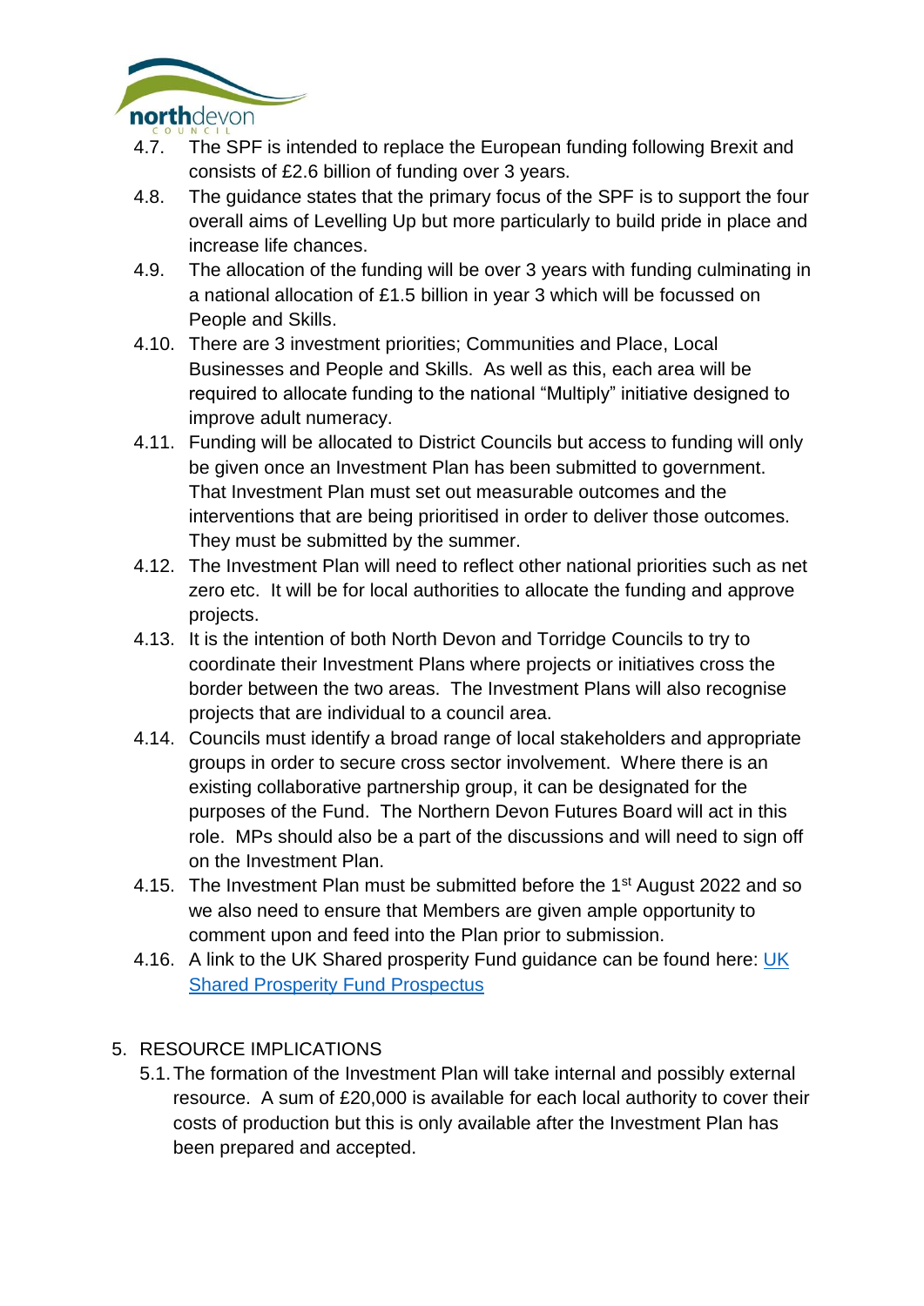4.7. The SPF is intended to replace the European funding following Brexit and consists of £2.6 billion of funding over 3 years.

4.8. The guidance states that the primary focus of the SPF is to support the four overall aims of Levelling Up but more particularly to build pride in place and increase life chances.

4.9. The allocation of the funding will be over 3 years with funding culminating in a national allocation of £1.5 billion in year 3 which will be focussed on People and Skills.

4.10. There are 3 investment priorities; Communities and Place, Local Businesses and People and Skills. As well as this, each area will be required to allocate funding to the national "Multiply" initiative designed to improve adult numeracy.

4.11. Funding will be allocated to District Councils but access to funding will only be given once an Investment Plan has been submitted to government. That Investment Plan must set out measurable outcomes and the interventions that are being prioritised in order to deliver those outcomes. They must be submitted by the summer.

4.12. The Investment Plan will need to reflect other national priorities such as net zero etc. It will be for local authorities to allocate the funding and approve projects.

4.13. It is the intention of both North Devon and Torridge Councils to try to coordinate their Investment Plans where projects or initiatives cross the border between the two areas. The Investment Plans will also recognise projects that are individual to a council area.

4.14. Councils must identify a broad range of local stakeholders and appropriate groups in order to secure cross sector involvement. Where there is an existing collaborative partnership group, it can be designated for the purposes of the Fund. The Northern Devon Futures Board will act in this role. MPs should also be a part of the discussions and will need to sign off on the Investment Plan.

4.15. The Investment Plan must be submitted before the 1st August 2022 and so we also need to ensure that Members are given ample opportunity to comment upon and feed into the Plan prior to submission.

4.16. A link to the UK Shared prosperity Fund guidance can be found here: [UK Shared Prosperity Fund Prospectus]()

5. RESOURCE IMPLICATIONS

5.1. The formation of the Investment Plan will take internal and possibly external resource. A sum of £20,000 is available for each local authority to cover their costs of production but this is only available after the Investment Plan has been prepared and accepted.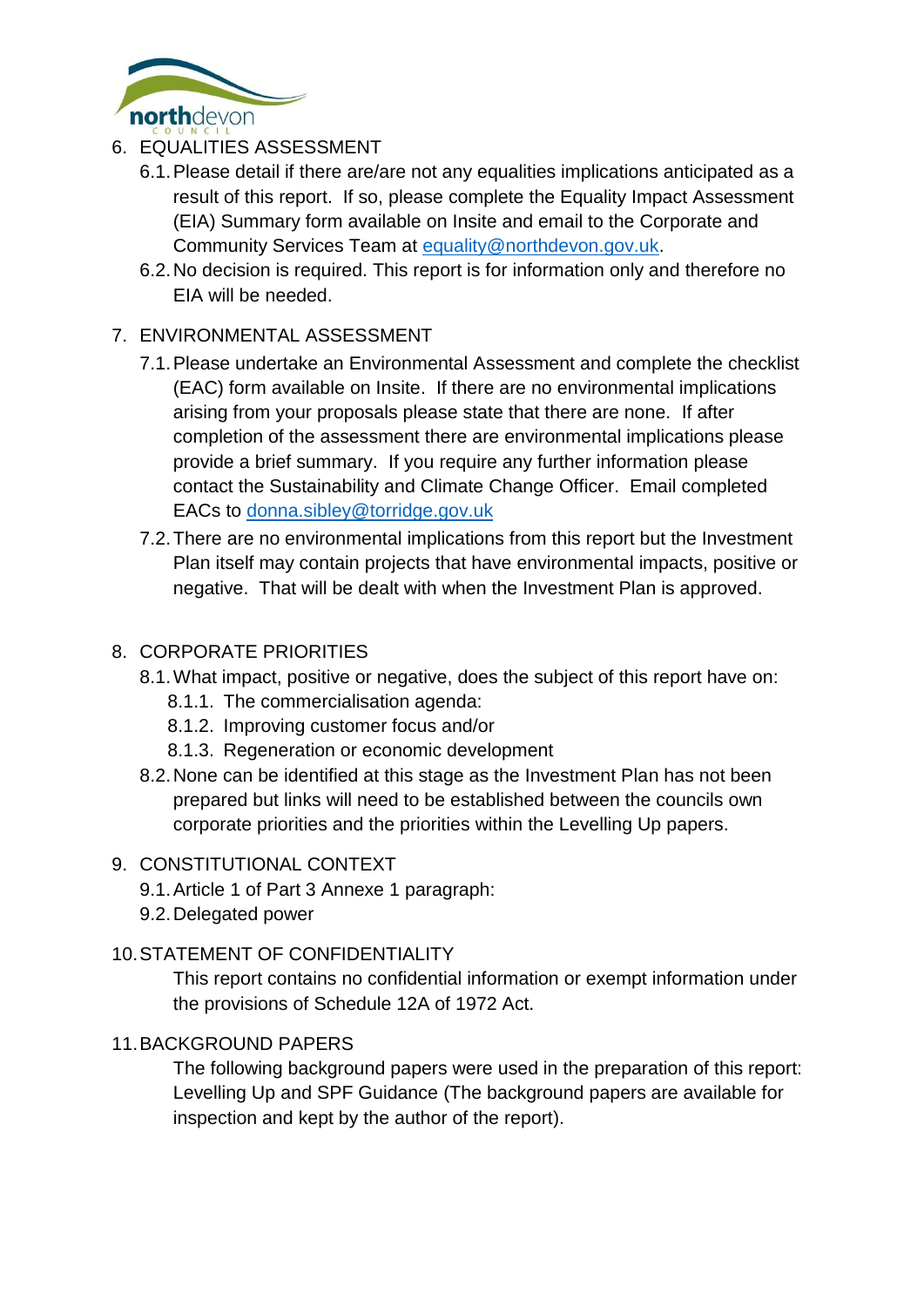6. EQUALITIES ASSESSMENT
    6.1. Please detail if there are/are not any equalities implications anticipated as a result of this report. If so, please complete the Equality Impact Assessment (EIA) Summary form available on Insite and email to the Corporate and Community Services Team at [equality@northdevon.gov.uk](mailto:equality@northdevon.gov.uk).
    6.2. No decision is required. This report is for information only and therefore no EIA will be needed.

7. ENVIRONMENTAL ASSESSMENT
    7.1. Please undertake an Environmental Assessment and complete the checklist (EAC) form available on Insite. If there are no environmental implications arising from your proposals please state that there are none. If after completion of the assessment there are environmental implications please provide a brief summary. If you require any further information please contact the Sustainability and Climate Change Officer. Email completed EACs to [donna.sibley@torridge.gov.uk](mailto:donna.sibley@torridge.gov.uk)
    7.2. There are no environmental implications from this report but the Investment Plan itself may contain projects that have environmental impacts, positive or negative. That will be dealt with when the Investment Plan is approved.

8. CORPORATE PRIORITIES
    8.1. What impact, positive or negative, does the subject of this report have on:
        8.1.1. The commercialisation agenda:
        8.1.2. Improving customer focus and/or
        8.1.3. Regeneration or economic development
    8.2. None can be identified at this stage as the Investment Plan has not been prepared but links will need to be established between the councils own corporate priorities and the priorities within the Levelling Up papers.

9. CONSTITUTIONAL CONTEXT
    9.1. Article 1 of Part 3 Annexe 1 paragraph:
    9.2. Delegated power

10. STATEMENT OF CONFIDENTIALITY

    This report contains no confidential information or exempt information under the provisions of Schedule 12A of 1972 Act.

11. BACKGROUND PAPERS

    The following background papers were used in the preparation of this report: Levelling Up and SPF Guidance (The background papers are available for inspection and kept by the author of the report).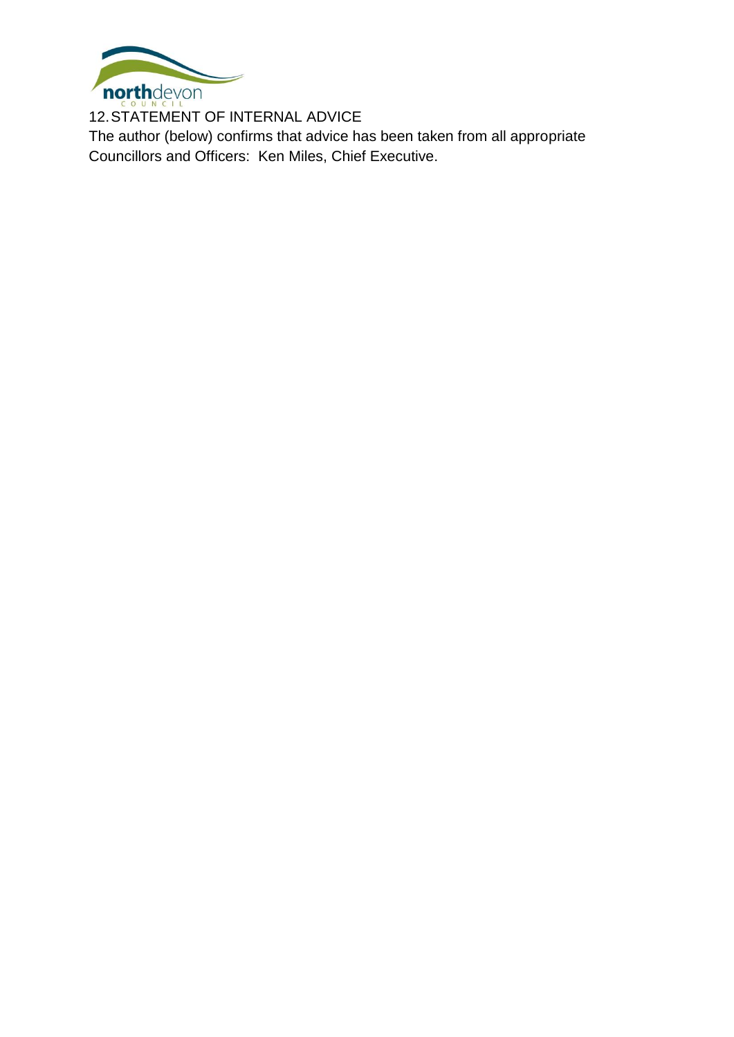12. STATEMENT OF INTERNAL ADVICE

The author (below) confirms that advice has been taken from all appropriate Councillors and Officers: Ken Miles, Chief Executive.